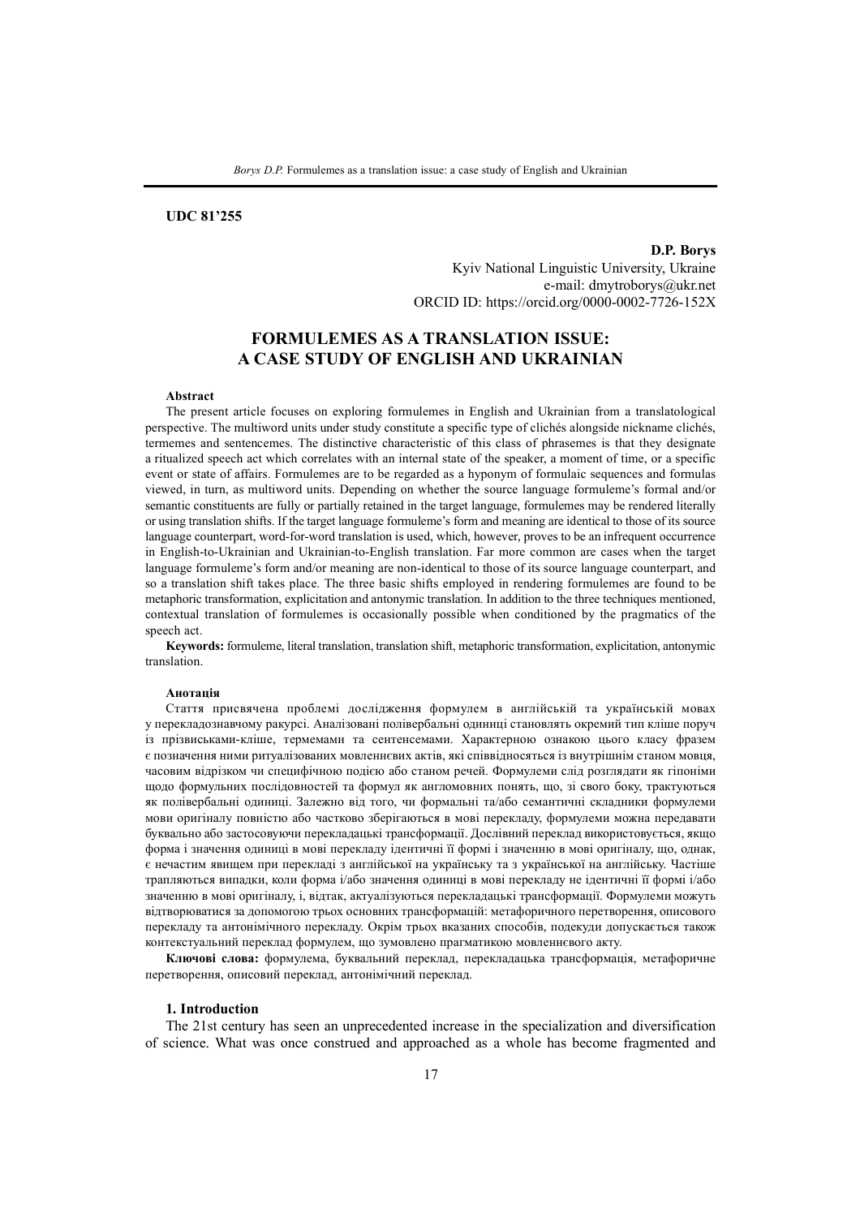**UDC 81'255**

**D.P. Borys**
Kyiv National Linguistic University, Ukraine
e-mail: dmytroborys@ukr.net
ORCID ID: https://orcid.org/0000-0002-7726-152X

# FORMULEMES AS A TRANSLATION ISSUE: A CASE STUDY OF ENGLISH AND UKRAINIAN

**Abstract**

The present article focuses on exploring formulemes in English and Ukrainian from a translatological perspective. The multiword units under study constitute a specific type of clichés alongside nickname clichés, termemes and sentencemes. The distinctive characteristic of this class of phrasemes is that they designate a ritualized speech act which correlates with an internal state of the speaker, a moment of time, or a specific event or state of affairs. Formulemes are to be regarded as a hyponym of formulaic sequences and formulas viewed, in turn, as multiword units. Depending on whether the source language formuleme's formal and/or semantic constituents are fully or partially retained in the target language, formulemes may be rendered literally or using translation shifts. If the target language formuleme's form and meaning are identical to those of its source language counterpart, word-for-word translation is used, which, however, proves to be an infrequent occurrence in English-to-Ukrainian and Ukrainian-to-English translation. Far more common are cases when the target language formuleme's form and/or meaning are non-identical to those of its source language counterpart, and so a translation shift takes place. The three basic shifts employed in rendering formulemes are found to be metaphoric transformation, explicitation and antonymic translation. In addition to the three techniques mentioned, contextual translation of formulemes is occasionally possible when conditioned by the pragmatics of the speech act.

**Keywords:** formuleme, literal translation, translation shift, metaphoric transformation, explicitation, antonymic translation.

**Анотація**

Стаття присвячена проблемі дослідження формулем в англійській та українській мовах у перекладознавчому ракурсі. Аналізовані полівербальні одиниці становлять окремий тип кліше поруч із прізвиськами-кліше, термемами та сентенсемами. Характерною ознакою цього класу фразем є позначення ними ритуалізованих мовленнєвих актів, які співвідносяться із внутрішнім станом мовця, часовим відрізком чи специфічною подією або станом речей. Формулеми слід розглядати як гіпоніми щодо формульних послідовностей та формул як англомовних понять, що, зі свого боку, трактуються як полівербальні одиниці. Залежно від того, чи формальні та/або семантичні складники формулеми мови оригіналу повністю або частково зберігаються в мові перекладу, формулеми можна передавати буквально або застосовуючи перекладацькі трансформації. Дослівний переклад використовується, якщо форма і значення одиниці в мові перекладу ідентичні її формі і значенню в мові оригіналу, що, однак, є нечастим явищем при перекладі з англійської на українську та з української на англійську. Частіше трапляються випадки, коли форма і/або значення одиниці в мові перекладу не ідентичні її формі і/або значенню в мові оригіналу, і, відтак, актуалізуються перекладацькі трансформації. Формулеми можуть відтворюватися за допомогою трьох основних трансформацій: метафоричного перетворення, описового перекладу та антонімічного перекладу. Окрім трьох вказаних способів, подекуди допускається також контекстуальний переклад формулем, що зумовлено прагматикою мовленнєвого акту.

**Ключові слова:** формулема, буквальний переклад, перекладацька трансформація, метафоричне перетворення, описовий переклад, антонімічний переклад.

## 1. Introduction

The 21st century has seen an unprecedented increase in the specialization and diversification of science. What was once construed and approached as a whole has become fragmented and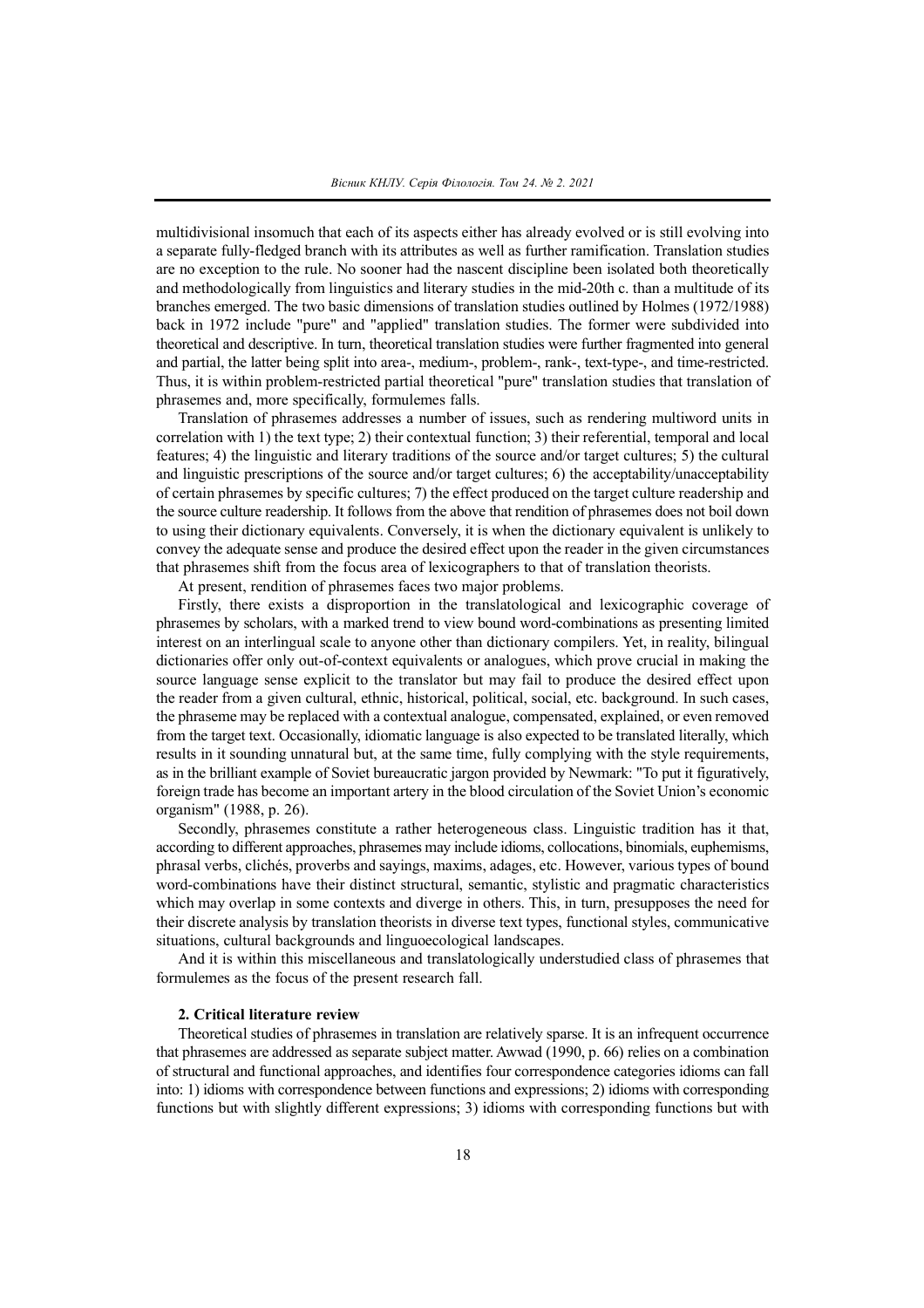multidivisional insomuch that each of its aspects either has already evolved or is still evolving into a separate fully-fledged branch with its attributes as well as further ramification. Translation studies are no exception to the rule. No sooner had the nascent discipline been isolated both theoretically and methodologically from linguistics and literary studies in the mid-20th c. than a multitude of its branches emerged. The two basic dimensions of translation studies outlined by Holmes (1972/1988) back in 1972 include "pure" and "applied" translation studies. The former were subdivided into theoretical and descriptive. In turn, theoretical translation studies were further fragmented into general and partial, the latter being split into area-, medium-, problem-, rank-, text-type-, and time-restricted. Thus, it is within problem-restricted partial theoretical "pure" translation studies that translation of phrasemes and, more specifically, formulemes falls.

Translation of phrasemes addresses a number of issues, such as rendering multiword units in correlation with 1) the text type; 2) their contextual function; 3) their referential, temporal and local features; 4) the linguistic and literary traditions of the source and/or target cultures; 5) the cultural and linguistic prescriptions of the source and/or target cultures; 6) the acceptability/unacceptability of certain phrasemes by specific cultures; 7) the effect produced on the target culture readership and the source culture readership. It follows from the above that rendition of phrasemes does not boil down to using their dictionary equivalents. Conversely, it is when the dictionary equivalent is unlikely to convey the adequate sense and produce the desired effect upon the reader in the given circumstances that phrasemes shift from the focus area of lexicographers to that of translation theorists.

At present, rendition of phrasemes faces two major problems.

Firstly, there exists a disproportion in the translatological and lexicographic coverage of phrasemes by scholars, with a marked trend to view bound word-combinations as presenting limited interest on an interlingual scale to anyone other than dictionary compilers. Yet, in reality, bilingual dictionaries offer only out-of-context equivalents or analogues, which prove crucial in making the source language sense explicit to the translator but may fail to produce the desired effect upon the reader from a given cultural, ethnic, historical, political, social, etc. background. In such cases, the phraseme may be replaced with a contextual analogue, compensated, explained, or even removed from the target text. Occasionally, idiomatic language is also expected to be translated literally, which results in it sounding unnatural but, at the same time, fully complying with the style requirements, as in the brilliant example of Soviet bureaucratic jargon provided by Newmark: "To put it figuratively, foreign trade has become an important artery in the blood circulation of the Soviet Union's economic organism" (1988, p. 26).

Secondly, phrasemes constitute a rather heterogeneous class. Linguistic tradition has it that, according to different approaches, phrasemes may include idioms, collocations, binomials, euphemisms, phrasal verbs, clichés, proverbs and sayings, maxims, adages, etc. However, various types of bound word-combinations have their distinct structural, semantic, stylistic and pragmatic characteristics which may overlap in some contexts and diverge in others. This, in turn, presupposes the need for their discrete analysis by translation theorists in diverse text types, functional styles, communicative situations, cultural backgrounds and linguoecological landscapes.

And it is within this miscellaneous and translatologically understudied class of phrasemes that formulemes as the focus of the present research fall.

### 2. Critical literature review

Theoretical studies of phrasemes in translation are relatively sparse. It is an infrequent occurrence that phrasemes are addressed as separate subject matter. Awwad (1990, p. 66) relies on a combination of structural and functional approaches, and identifies four correspondence categories idioms can fall into: 1) idioms with correspondence between functions and expressions; 2) idioms with corresponding functions but with slightly different expressions; 3) idioms with corresponding functions but with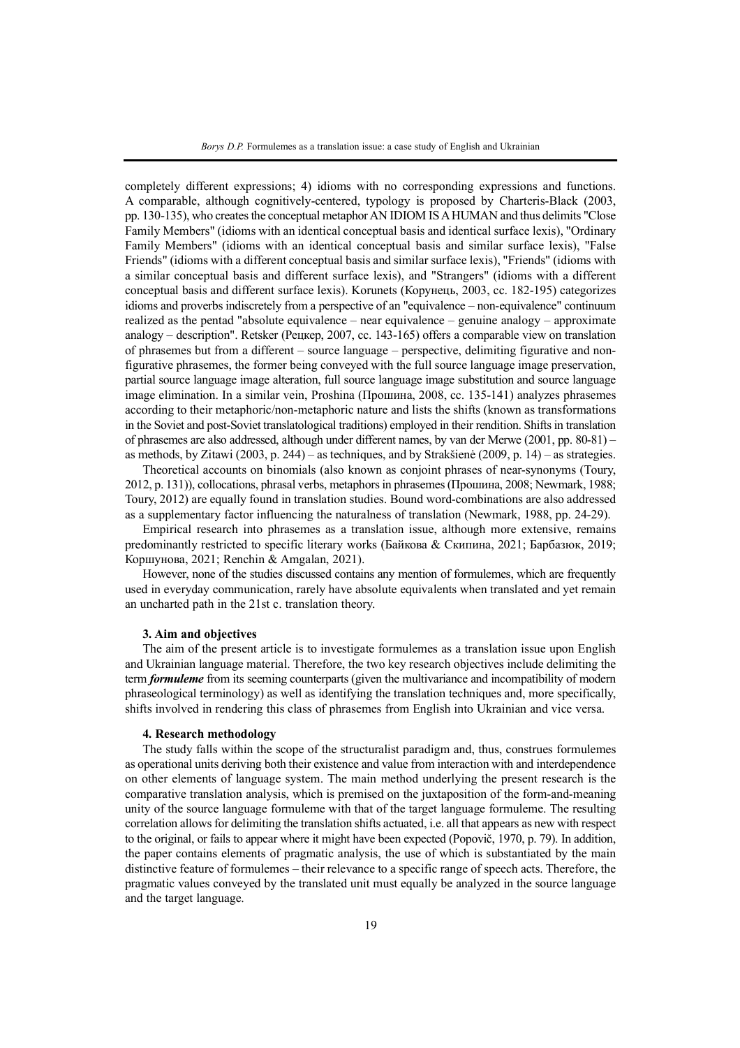completely different expressions; 4) idioms with no corresponding expressions and functions. A comparable, although cognitively-centered, typology is proposed by Charteris-Black (2003, pp. 130-135), who creates the conceptual metaphor AN IDIOM IS A HUMAN and thus delimits "Close Family Members" (idioms with an identical conceptual basis and identical surface lexis), "Ordinary Family Members" (idioms with an identical conceptual basis and similar surface lexis), "False Friends" (idioms with a different conceptual basis and similar surface lexis), "Friends" (idioms with a similar conceptual basis and different surface lexis), and "Strangers" (idioms with a different conceptual basis and different surface lexis). Korunets (Корунець, 2003, cc. 182-195) categorizes idioms and proverbs indiscretely from a perspective of an "equivalence – non-equivalence" continuum realized as the pentad "absolute equivalence – near equivalence – genuine analogy – approximate analogy – description". Retsker (Рецкер, 2007, cc. 143-165) offers a comparable view on translation of phrasemes but from a different – source language – perspective, delimiting figurative and non-figurative phrasemes, the former being conveyed with the full source language image preservation, partial source language image alteration, full source language image substitution and source language image elimination. In a similar vein, Proshina (Прошина, 2008, cc. 135-141) analyzes phrasemes according to their metaphoric/non-metaphoric nature and lists the shifts (known as transformations in the Soviet and post-Soviet translatological traditions) employed in their rendition. Shifts in translation of phrasemes are also addressed, although under different names, by van der Merwe (2001, pp. 80-81) – as methods, by Zitawi (2003, p. 244) – as techniques, and by Strakšienė (2009, p. 14) – as strategies.

Theoretical accounts on binomials (also known as conjoint phrases of near-synonyms (Toury, 2012, p. 131)), collocations, phrasal verbs, metaphors in phrasemes (Прошина, 2008; Newmark, 1988; Toury, 2012) are equally found in translation studies. Bound word-combinations are also addressed as a supplementary factor influencing the naturalness of translation (Newmark, 1988, pp. 24-29).

Empirical research into phrasemes as a translation issue, although more extensive, remains predominantly restricted to specific literary works (Байкова & Скипина, 2021; Барбазюк, 2019; Коршунова, 2021; Renchin & Amgalan, 2021).

However, none of the studies discussed contains any mention of formulemes, which are frequently used in everyday communication, rarely have absolute equivalents when translated and yet remain an uncharted path in the 21st c. translation theory.

### 3. Aim and objectives

The aim of the present article is to investigate formulemes as a translation issue upon English and Ukrainian language material. Therefore, the two key research objectives include delimiting the term ***formuleme*** from its seeming counterparts (given the multivariance and incompatibility of modern phraseological terminology) as well as identifying the translation techniques and, more specifically, shifts involved in rendering this class of phrasemes from English into Ukrainian and vice versa.

### 4. Research methodology

The study falls within the scope of the structuralist paradigm and, thus, construes formulemes as operational units deriving both their existence and value from interaction with and interdependence on other elements of language system. The main method underlying the present research is the comparative translation analysis, which is premised on the juxtaposition of the form-and-meaning unity of the source language formuleme with that of the target language formuleme. The resulting correlation allows for delimiting the translation shifts actuated, i.e. all that appears as new with respect to the original, or fails to appear where it might have been expected (Popovič, 1970, p. 79). In addition, the paper contains elements of pragmatic analysis, the use of which is substantiated by the main distinctive feature of formulemes – their relevance to a specific range of speech acts. Therefore, the pragmatic values conveyed by the translated unit must equally be analyzed in the source language and the target language.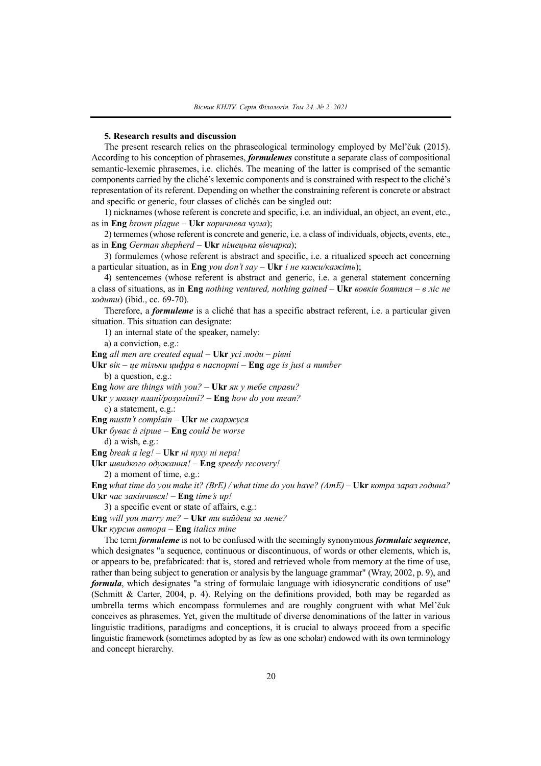### 5. Research results and discussion

The present research relies on the phraseological terminology employed by Mel'čuk (2015). According to his conception of phrasemes, ***formulemes*** constitute a separate class of compositional semantic-lexemic phrasemes, i.e. clichés. The meaning of the latter is comprised of the semantic components carried by the cliché's lexemic components and is constrained with respect to the cliché's representation of its referent. Depending on whether the constraining referent is concrete or abstract and specific or generic, four classes of clichés can be singled out:

1) nicknames (whose referent is concrete and specific, i.e. an individual, an object, an event, etc., as in **Eng** *brown plague* – **Ukr** *коричнева чума*);

2) termemes (whose referent is concrete and generic, i.e. a class of individuals, objects, events, etc., as in **Eng** *German shepherd* – **Ukr** *німецька вівчарка*);

3) formulemes (whose referent is abstract and specific, i.e. a ritualized speech act concerning a particular situation, as in **Eng** *you don't say* – **Ukr** *і не кажи/кажіть*);

4) sentencemes (whose referent is abstract and generic, i.e. a general statement concerning a class of situations, as in **Eng** *nothing ventured, nothing gained* – **Ukr** *вовків боятися – в ліс не ходити*) (ibid., cc. 69-70).

Therefore, a ***formuleme*** is a cliché that has a specific abstract referent, i.e. a particular given situation. This situation can designate:

1) an internal state of the speaker, namely:

a) a conviction, e.g.:

**Eng** *all men are created equal* – **Ukr** *усі люди – рівні*

**Ukr** *вік – це тільки цифра в паспорті* – **Eng** *age is just a number*

b) a question, e.g.:

**Eng** *how are things with you?* – **Ukr** *як у тебе справи?*

**Ukr** *у якому плані/розумінні?* – **Eng** *how do you mean?*

c) a statement, e.g.:

**Eng** *mustn't complain* – **Ukr** *не скаржуся*

**Ukr** *буває й гірше* – **Eng** *could be worse*

d) a wish, e.g.:

**Eng** *break a leg!* – **Ukr** *ні пуху ні пера!*

**Ukr** *швидкого одужання!* – **Eng** *speedy recovery!*

2) a moment of time, e.g.:

**Eng** *what time do you make it? (BrE) / what time do you have? (AmE)* – **Ukr** *котра зараз година?*

**Ukr** *час закінчився!* – **Eng** *time's up!*

3) a specific event or state of affairs, e.g.:

**Eng** *will you marry me?* – **Ukr** *ти вийдеш за мене?*

**Ukr** *курсив автора* – **Eng** *italics mine*

The term ***formuleme*** is not to be confused with the seemingly synonymous ***formulaic sequence***, which designates "a sequence, continuous or discontinuous, of words or other elements, which is, or appears to be, prefabricated: that is, stored and retrieved whole from memory at the time of use, rather than being subject to generation or analysis by the language grammar" (Wray, 2002, p. 9), and ***formula***, which designates "a string of formulaic language with idiosyncratic conditions of use" (Schmitt & Carter, 2004, p. 4). Relying on the definitions provided, both may be regarded as umbrella terms which encompass formulemes and are roughly congruent with what Mel'čuk conceives as phrasemes. Yet, given the multitude of diverse denominations of the latter in various linguistic traditions, paradigms and conceptions, it is crucial to always proceed from a specific linguistic framework (sometimes adopted by as few as one scholar) endowed with its own terminology and concept hierarchy.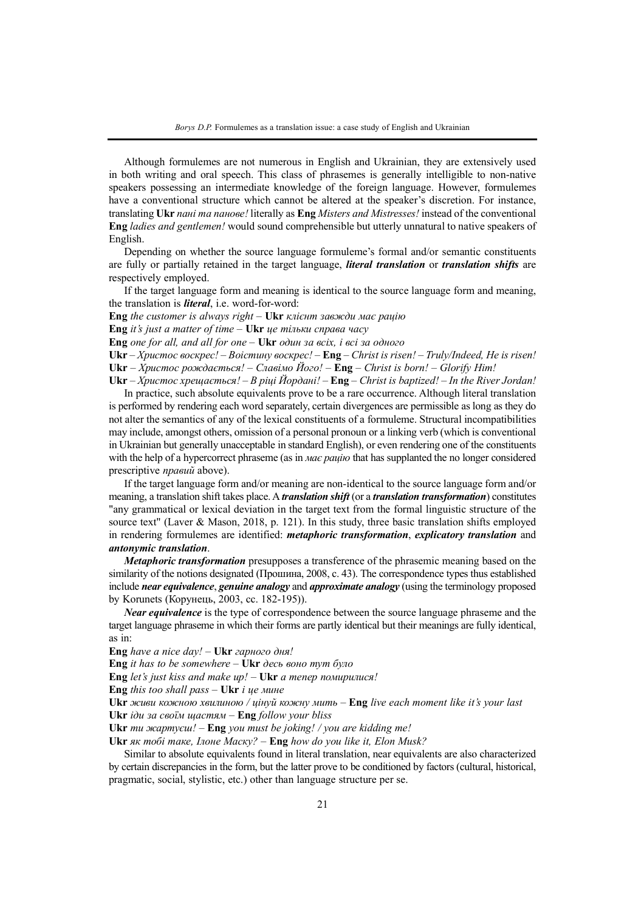Although formulemes are not numerous in English and Ukrainian, they are extensively used in both writing and oral speech. This class of phrasemes is generally intelligible to non-native speakers possessing an intermediate knowledge of the foreign language. However, formulemes have a conventional structure which cannot be altered at the speaker's discretion. For instance, translating **Ukr** *пані та панове!* literally as **Eng** *Misters and Mistresses!* instead of the conventional **Eng** *ladies and gentlemen!* would sound comprehensible but utterly unnatural to native speakers of English.

Depending on whether the source language formuleme's formal and/or semantic constituents are fully or partially retained in the target language, ***literal translation*** or ***translation shifts*** are respectively employed.

If the target language form and meaning is identical to the source language form and meaning, the translation is ***literal***, i.e. word-for-word:

**Eng** *the customer is always right* – **Ukr** *клієнт завжди має рацію*

**Eng** *it's just a matter of time* – **Ukr** *це тільки справа часу*

**Eng** *one for all, and all for one* – **Ukr** *один за всіх, і всі за одного*

**Ukr** – *Христос воскрес! – Воістину воскрес!* – **Eng** – *Christ is risen! – Truly/Indeed, He is risen!*

**Ukr** – *Христос рождається! – Славімо Його!* – **Eng** – *Christ is born! – Glorify Him!*

**Ukr** – *Христос хрещається! – В ріці Йордані!* – **Eng** – *Christ is baptized! – In the River Jordan!*

In practice, such absolute equivalents prove to be a rare occurrence. Although literal translation is performed by rendering each word separately, certain divergences are permissible as long as they do not alter the semantics of any of the lexical constituents of a formuleme. Structural incompatibilities may include, amongst others, omission of a personal pronoun or a linking verb (which is conventional in Ukrainian but generally unacceptable in standard English), or even rendering one of the constituents with the help of a hypercorrect phraseme (as in *має рацію* that has supplanted the no longer considered prescriptive *правий* above).

If the target language form and/or meaning are non-identical to the source language form and/or meaning, a translation shift takes place. A ***translation shift*** (or a ***translation transformation***) constitutes "any grammatical or lexical deviation in the target text from the formal linguistic structure of the source text" (Laver & Mason, 2018, p. 121). In this study, three basic translation shifts employed in rendering formulemes are identified: ***metaphoric transformation***, ***explicatory translation*** and ***antonymic translation***.

***Metaphoric transformation*** presupposes a transference of the phrasemic meaning based on the similarity of the notions designated (Прошина, 2008, c. 43). The correspondence types thus established include ***near equivalence***, ***genuine analogy*** and ***approximate analogy*** (using the terminology proposed by Korunets (Корунець, 2003, cc. 182-195)).

***Near equivalence*** is the type of correspondence between the source language phraseme and the target language phraseme in which their forms are partly identical but their meanings are fully identical, as in:

**Eng** *have a nice day!* – **Ukr** *гарного дня!*

**Eng** *it has to be somewhere* – **Ukr** *десь воно тут було*

**Eng** *let's just kiss and make up!* – **Ukr** *а тепер помирилися!*

**Eng** *this too shall pass* – **Ukr** *і це мине*

**Ukr** *живи кожною хвилиною / цінуй кожну мить* – **Eng** *live each moment like it's your last*

**Ukr** *іди за своїм щастям* – **Eng** *follow your bliss*

**Ukr** *ти жартуєш!* – **Eng** *you must be joking! / you are kidding me!*

**Ukr** *як тобі таке, Ілоне Маску?* – **Eng** *how do you like it, Elon Musk?*

Similar to absolute equivalents found in literal translation, near equivalents are also characterized by certain discrepancies in the form, but the latter prove to be conditioned by factors (cultural, historical, pragmatic, social, stylistic, etc.) other than language structure per se.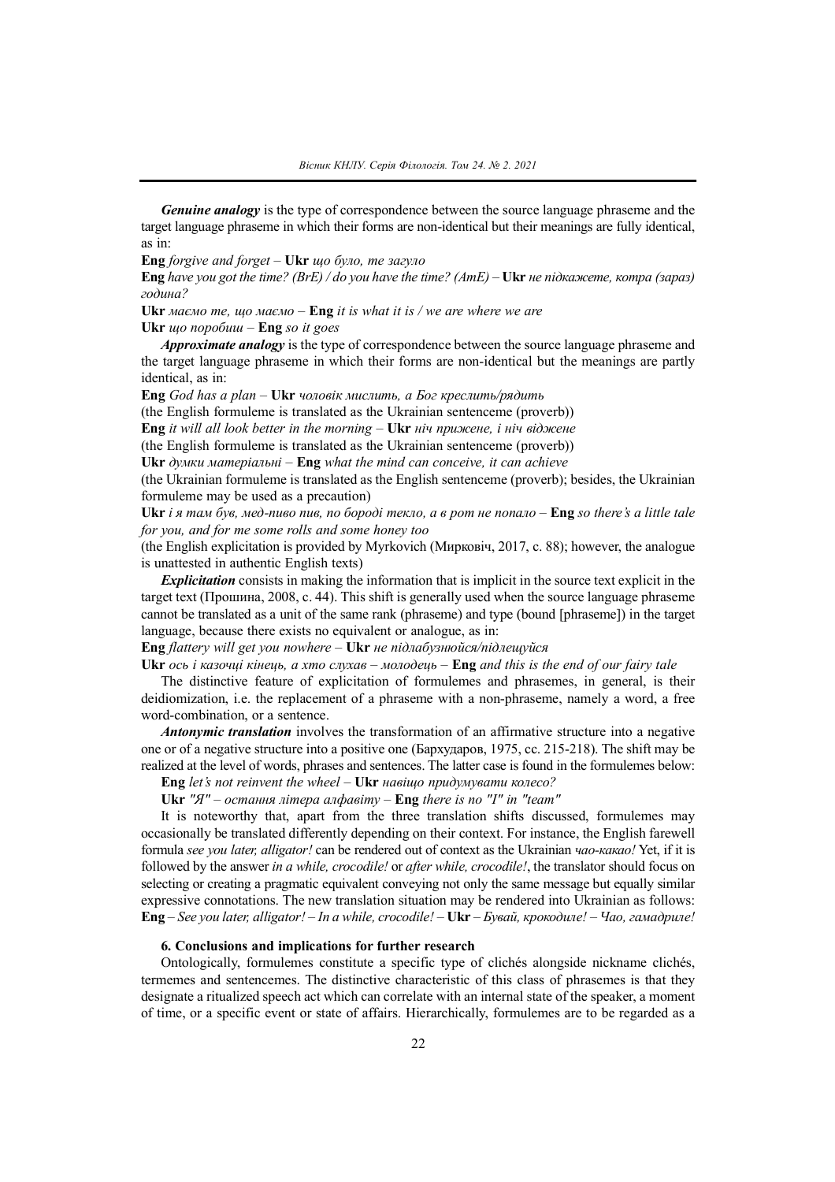***Genuine analogy*** is the type of correspondence between the source language phraseme and the target language phraseme in which their forms are non-identical but their meanings are fully identical, as in:

**Eng** *forgive and forget* – **Ukr** *що було, те загуло*

**Eng** *have you got the time? (BrE) / do you have the time? (AmE)* – **Ukr** *не підкажете, котра (зараз) година?*

**Ukr** *маємо те, що маємо* – **Eng** *it is what it is / we are where we are*

**Ukr** *що поробиш* – **Eng** *so it goes*

***Approximate analogy*** is the type of correspondence between the source language phraseme and the target language phraseme in which their forms are non-identical but the meanings are partly identical, as in:

**Eng** *God has a plan* – **Ukr** *чоловік мислить, а Бог креслить/рядить*

(the English formuleme is translated as the Ukrainian sentenceme (proverb))

**Eng** *it will all look better in the morning* – **Ukr** *ніч прижене, і ніч віджене*

(the English formuleme is translated as the Ukrainian sentenceme (proverb))

**Ukr** *думки матеріальні* – **Eng** *what the mind can conceive, it can achieve*

(the Ukrainian formuleme is translated as the English sentenceme (proverb); besides, the Ukrainian formuleme may be used as a precaution)

**Ukr** *і я там був, мед-пиво пив, по бороді текло, а в рот не попало* – **Eng** *so there's a little tale for you, and for me some rolls and some honey too*

(the English explicitation is provided by Myrkovich (Мирковіч, 2017, c. 88); however, the analogue is unattested in authentic English texts)

***Explicitation*** consists in making the information that is implicit in the source text explicit in the target text (Прошина, 2008, c. 44). This shift is generally used when the source language phraseme cannot be translated as a unit of the same rank (phraseme) and type (bound [phraseme]) in the target language, because there exists no equivalent or analogue, as in:

**Eng** *flattery will get you nowhere* – **Ukr** *не підлабузнюйся/підлещуйся*

**Ukr** *ось і казочці кінець, а хто слухав – молодець* – **Eng** *and this is the end of our fairy tale*

The distinctive feature of explicitation of formulemes and phrasemes, in general, is their deidiomization, i.e. the replacement of a phraseme with a non-phraseme, namely a word, a free word-combination, or a sentence.

***Antonymic translation*** involves the transformation of an affirmative structure into a negative one or of a negative structure into a positive one (Бархударов, 1975, cc. 215-218). The shift may be realized at the level of words, phrases and sentences. The latter case is found in the formulemes below:

**Eng** *let's not reinvent the wheel* – **Ukr** *навіщо придумувати колесо?*

**Ukr** *"Я" – остання літера алфавіту* – **Eng** *there is no "I" in "team"*

It is noteworthy that, apart from the three translation shifts discussed, formulemes may occasionally be translated differently depending on their context. For instance, the English farewell formula *see you later, alligator!* can be rendered out of context as the Ukrainian *чао-какао!* Yet, if it is followed by the answer *in a while, crocodile!* or *after while, crocodile!*, the translator should focus on selecting or creating a pragmatic equivalent conveying not only the same message but equally similar expressive connotations. The new translation situation may be rendered into Ukrainian as follows: **Eng** – *See you later, alligator! – In a while, crocodile!* – **Ukr** – *Бувай, крокодиле! – Чао, гамадриле!*

## 6. Conclusions and implications for further research

Ontologically, formulemes constitute a specific type of clichés alongside nickname clichés, termemes and sentencemes. The distinctive characteristic of this class of phrasemes is that they designate a ritualized speech act which can correlate with an internal state of the speaker, a moment of time, or a specific event or state of affairs. Hierarchically, formulemes are to be regarded as a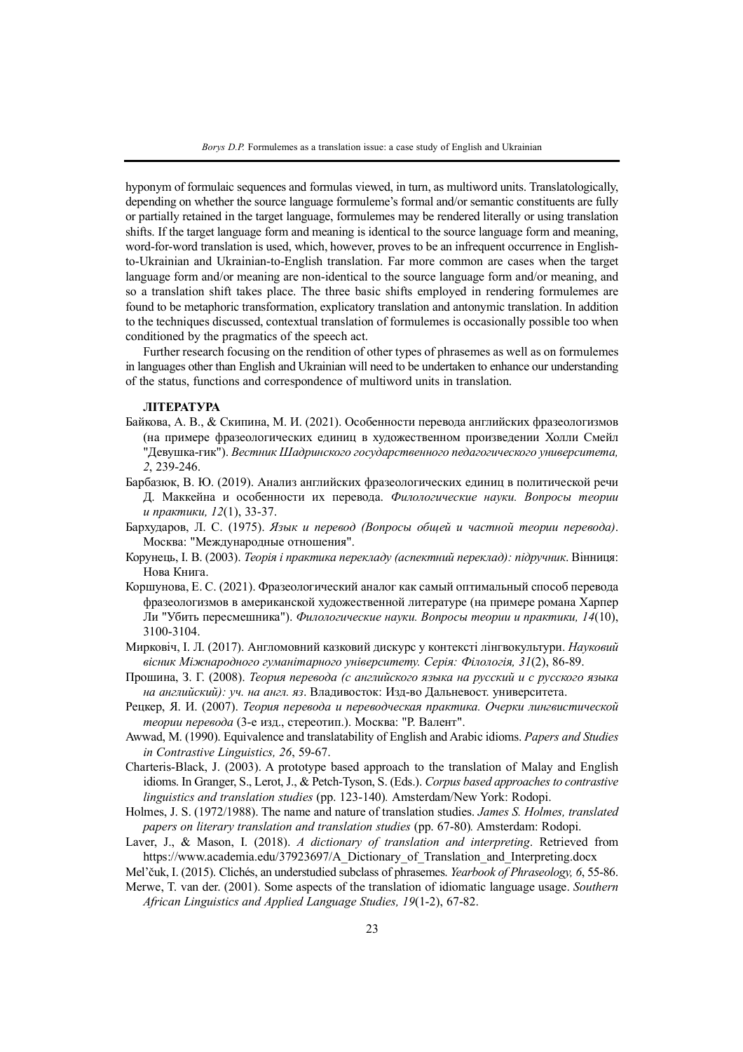hyponym of formulaic sequences and formulas viewed, in turn, as multiword units. Translatologically, depending on whether the source language formuleme's formal and/or semantic constituents are fully or partially retained in the target language, formulemes may be rendered literally or using translation shifts. If the target language form and meaning is identical to the source language form and meaning, word-for-word translation is used, which, however, proves to be an infrequent occurrence in English-to-Ukrainian and Ukrainian-to-English translation. Far more common are cases when the target language form and/or meaning are non-identical to the source language form and/or meaning, and so a translation shift takes place. The three basic shifts employed in rendering formulemes are found to be metaphoric transformation, explicatory translation and antonymic translation. In addition to the techniques discussed, contextual translation of formulemes is occasionally possible too when conditioned by the pragmatics of the speech act.

Further research focusing on the rendition of other types of phrasemes as well as on formulemes in languages other than English and Ukrainian will need to be undertaken to enhance our understanding of the status, functions and correspondence of multiword units in translation.

**ЛІТЕРАТУРА**

Байкова, А. В., & Скипина, М. И. (2021). Особенности перевода английских фразеологизмов (на примере фразеологических единиц в художественном произведении Холли Смейл "Девушка-гик"). *Вестник Шадринского государственного педагогического университета, 2*, 239-246.

Барбазюк, В. Ю. (2019). Анализ английских фразеологических единиц в политической речи Д. Маккейна и особенности их перевода. *Филологические науки. Вопросы теории и практики, 12*(1), 33-37.

Бархударов, Л. С. (1975). *Язык и перевод (Вопросы общей и частной теории перевода)*. Москва: "Международные отношения".

Корунець, І. В. (2003). *Теорія і практика перекладу (аспектний переклад): підручник*. Вінниця: Нова Книга.

Коршунова, Е. С. (2021). Фразеологический аналог как самый оптимальный способ перевода фразеологизмов в американской художественной литературе (на примере романа Харпер Ли "Убить пересмешника"). *Филологические науки. Вопросы теории и практики, 14*(10), 3100-3104.

Мирковіч, І. Л. (2017). Англомовний казковий дискурс у контексті лінгвокультури. *Науковий вісник Міжнародного гуманітарного університету. Серія: Філологія, 31*(2), 86-89.

Прошина, З. Г. (2008). *Теория перевода (с английского языка на русский и с русского языка на английский): уч. на англ. яз*. Владивосток: Изд-во Дальневост. университета.

Рецкер, Я. И. (2007). *Теория перевода и переводческая практика. Очерки лингвистической теории перевода* (3-е изд., стереотип.). Москва: "Р. Валент".

Awwad, M. (1990). Equivalence and translatability of English and Arabic idioms. *Papers and Studies in Contrastive Linguistics, 26*, 59-67.

Charteris-Black, J. (2003). A prototype based approach to the translation of Malay and English idioms. In Granger, S., Lerot, J., & Petch-Tyson, S. (Eds.). *Corpus based approaches to contrastive linguistics and translation studies* (pp. 123-140)*.* Amsterdam/New York: Rodopi.

Holmes, J. S. (1972/1988). The name and nature of translation studies. *James S. Holmes, translated papers on literary translation and translation studies* (pp. 67-80)*.* Amsterdam: Rodopi.

Laver, J., & Mason, I. (2018). *A dictionary of translation and interpreting*. Retrieved from https://www.academia.edu/37923697/A_Dictionary_of_Translation_and_Interpreting.docx

Mel'čuk, I. (2015). Clichés, an understudied subclass of phrasemes. *Yearbook of Phraseology, 6*, 55-86.

Merwe, T. van der. (2001). Some aspects of the translation of idiomatic language usage. *Southern African Linguistics and Applied Language Studies, 19*(1-2), 67-82.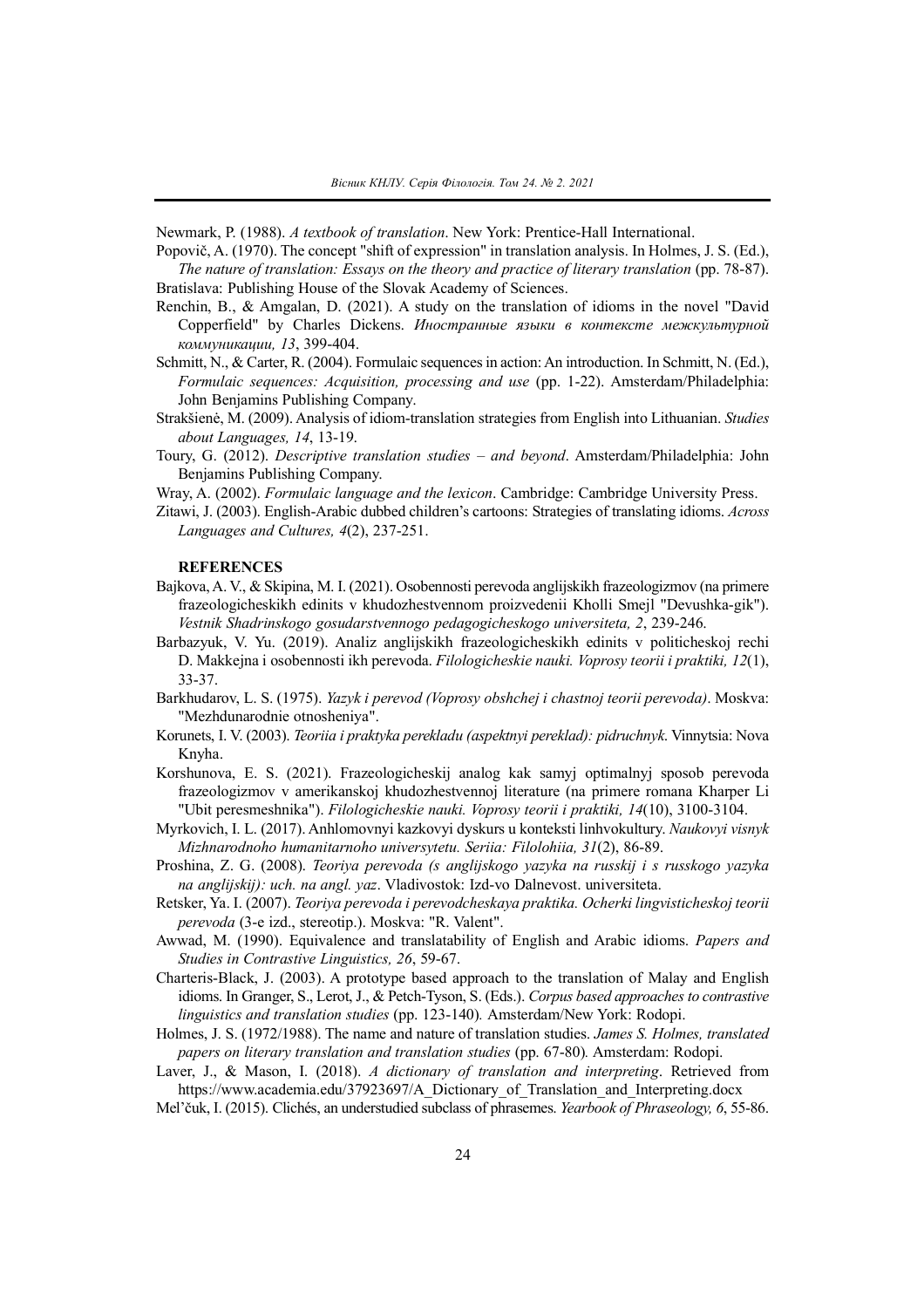Newmark, P. (1988). *A textbook of translation*. New York: Prentice-Hall International.

Popovič, A. (1970). The concept "shift of expression" in translation analysis. In Holmes, J. S. (Ed.), *The nature of translation: Essays on the theory and practice of literary translation* (pp. 78-87). Bratislava: Publishing House of the Slovak Academy of Sciences.

Renchin, B., & Amgalan, D. (2021). A study on the translation of idioms in the novel "David Copperfield" by Charles Dickens. *Иностранные языки в контексте межкультурной коммуникации, 13*, 399-404.

Schmitt, N., & Carter, R. (2004). Formulaic sequences in action: An introduction. In Schmitt, N. (Ed.), *Formulaic sequences: Acquisition, processing and use* (pp. 1-22). Amsterdam/Philadelphia: John Benjamins Publishing Company.

Strakšienė, M. (2009). Analysis of idiom-translation strategies from English into Lithuanian. *Studies about Languages, 14*, 13-19.

Toury, G. (2012). *Descriptive translation studies – and beyond*. Amsterdam/Philadelphia: John Benjamins Publishing Company.

Wray, A. (2002). *Formulaic language and the lexicon*. Cambridge: Cambridge University Press.

Zitawi, J. (2003). English-Arabic dubbed children's cartoons: Strategies of translating idioms. *Across Languages and Cultures, 4*(2), 237-251.

## REFERENCES

Bajkova, A. V., & Skipina, M. I. (2021). Osobennosti perevoda anglijskikh frazeologizmov (na primere frazeologicheskikh edinits v khudozhestvennom proizvedenii Kholli Smejl "Devushka-gik"). *Vestnik Shadrinskogo gosudarstvennogo pedagogicheskogo universiteta, 2*, 239-246.

Barbazyuk, V. Yu. (2019). Analiz anglijskikh frazeologicheskikh edinits v politicheskoj rechi D. Makkejna i osobennosti ikh perevoda. *Filologicheskie nauki. Voprosy teorii i praktiki, 12*(1), 33-37.

Barkhudarov, L. S. (1975). *Yazyk i perevod (Voprosy obshchej i chastnoj teorii perevoda)*. Moskva: "Mezhdunarodnie otnosheniya".

Korunets, I. V. (2003). *Teoriia i praktyka perekladu (aspektnyi pereklad): pidruchnyk*. Vinnytsia: Nova Knyha.

Korshunova, E. S. (2021). Frazeologicheskij analog kak samyj optimalnyj sposob perevoda frazeologizmov v amerikanskoj khudozhestvennoj literature (na primere romana Kharper Li "Ubit peresmeshnika"). *Filologicheskie nauki. Voprosy teorii i praktiki, 14*(10), 3100-3104.

Myrkovich, I. L. (2017). Anhlomovnyi kazkovyi dyskurs u konteksti linhvokultury. *Naukovyi visnyk Mizhnarodnoho humanitarnoho universytetu. Seriia: Filolohiia, 31*(2), 86-89.

Proshina, Z. G. (2008). *Teoriya perevoda (s anglijskogo yazyka na russkij i s russkogo yazyka na anglijskij): uch. na angl. yaz*. Vladivostok: Izd-vo Dalnevost. universiteta.

Retsker, Ya. I. (2007). *Teoriya perevoda i perevodcheskaya praktika. Ocherki lingvisticheskoj teorii perevoda* (3-e izd., stereotip.). Moskva: "R. Valent".

Awwad, M. (1990). Equivalence and translatability of English and Arabic idioms. *Papers and Studies in Contrastive Linguistics, 26*, 59-67.

Charteris-Black, J. (2003). A prototype based approach to the translation of Malay and English idioms. In Granger, S., Lerot, J., & Petch-Tyson, S. (Eds.). *Corpus based approaches to contrastive linguistics and translation studies* (pp. 123-140). Amsterdam/New York: Rodopi.

Holmes, J. S. (1972/1988). The name and nature of translation studies. *James S. Holmes, translated papers on literary translation and translation studies* (pp. 67-80). Amsterdam: Rodopi.

Laver, J., & Mason, I. (2018). *A dictionary of translation and interpreting*. Retrieved from https://www.academia.edu/37923697/A_Dictionary_of_Translation_and_Interpreting.docx

Mel'čuk, I. (2015). Clichés, an understudied subclass of phrasemes. *Yearbook of Phraseology, 6*, 55-86.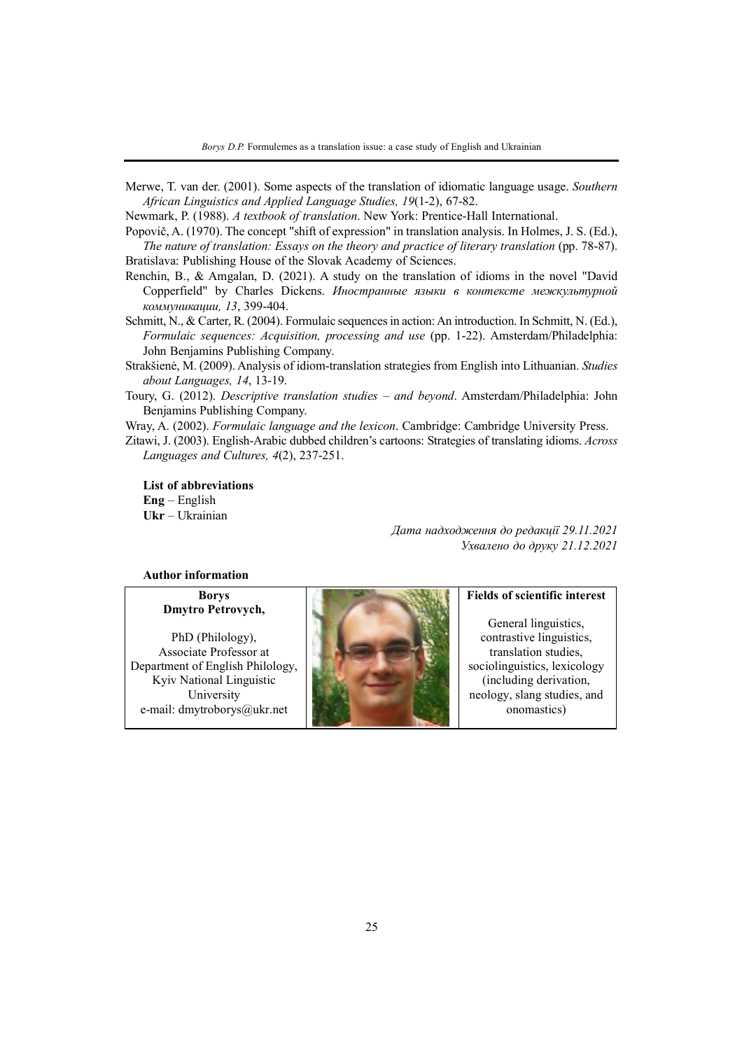Merwe, T. van der. (2001). Some aspects of the translation of idiomatic language usage. *Southern African Linguistics and Applied Language Studies, 19*(1-2), 67-82.

Newmark, P. (1988). *A textbook of translation*. New York: Prentice-Hall International.

Popovič, A. (1970). The concept "shift of expression" in translation analysis. In Holmes, J. S. (Ed.), *The nature of translation: Essays on the theory and practice of literary translation* (pp. 78-87). Bratislava: Publishing House of the Slovak Academy of Sciences.

Renchin, B., & Amgalan, D. (2021). A study on the translation of idioms in the novel "David Copperfield" by Charles Dickens. *Иностранные языки в контексте межкультурной коммуникации, 13*, 399-404.

Schmitt, N., & Carter, R. (2004). Formulaic sequences in action: An introduction. In Schmitt, N. (Ed.), *Formulaic sequences: Acquisition, processing and use* (pp. 1-22). Amsterdam/Philadelphia: John Benjamins Publishing Company.

Strakšienė, M. (2009). Analysis of idiom-translation strategies from English into Lithuanian. *Studies about Languages, 14*, 13-19.

Toury, G. (2012). *Descriptive translation studies – and beyond*. Amsterdam/Philadelphia: John Benjamins Publishing Company.

Wray, A. (2002). *Formulaic language and the lexicon*. Cambridge: Cambridge University Press.

Zitawi, J. (2003). English-Arabic dubbed children's cartoons: Strategies of translating idioms. *Across Languages and Cultures, 4*(2), 237-251.

**List of abbreviations**

**Eng** – English

**Ukr** – Ukrainian

*Дата надходження до редакції 29.11.2021*

*Ухвалено до друку 21.12.2021*

**Author information**

| | | |
|---|---|---|
| **Borys Dmytro Petrovych,**<br><br>PhD (Philology),<br>Associate Professor at Department of English Philology, Kyiv National Linguistic University<br>e-mail: dmytroborys@ukr.net | | **Fields of scientific interest**<br><br>General linguistics, contrastive linguistics, translation studies, sociolinguistics, lexicology (including derivation, neology, slang studies, and onomastics) |